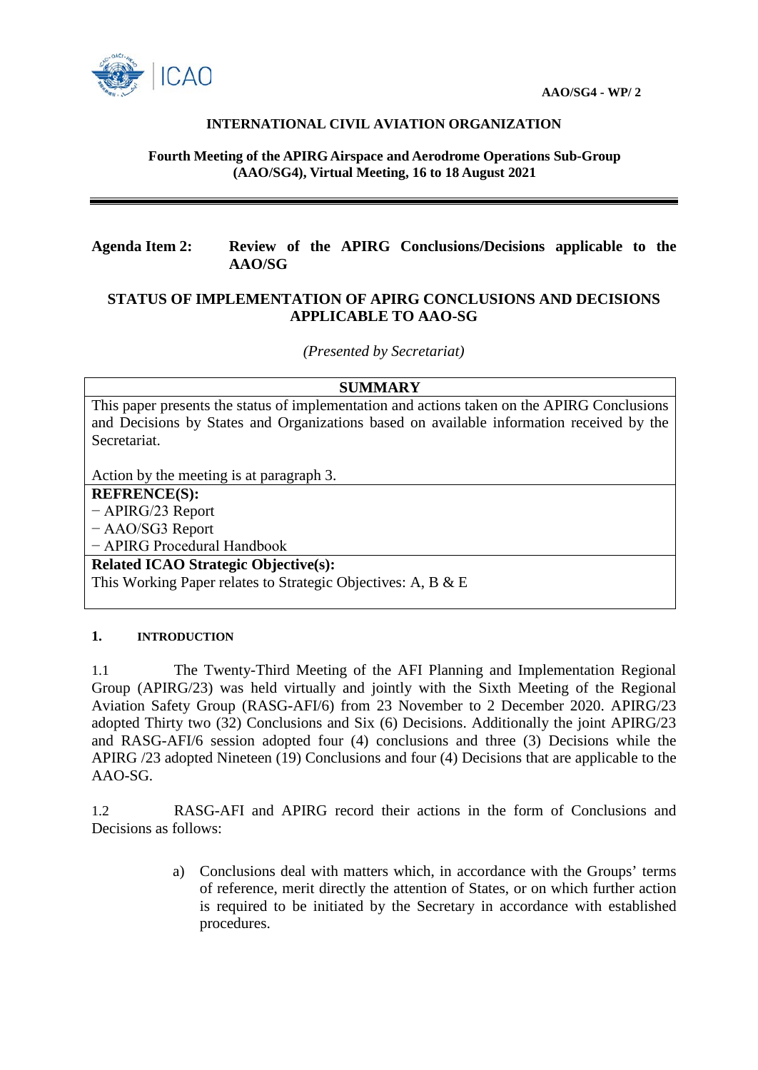**AAO/SG4 - WP/ 2**

**INTERNATIONAL CIVIL AVIATION ORGANIZATION**

**Fourth Meeting of the APIRG Airspace and Aerodrome Operations Sub-Group (AAO/SG4), Virtual Meeting, 16 to 18 August 2021**

---

**Agenda Item 2: Review of the APIRG Conclusions/Decisions applicable to the AAO/SG**

**STATUS OF IMPLEMENTATION OF APIRG CONCLUSIONS AND DECISIONS APPLICABLE TO AAO-SG**

*(Presented by Secretariat)*

| **SUMMARY** |
|---|
| This paper presents the status of implementation and actions taken on the APIRG Conclusions and Decisions by States and Organizations based on available information received by the Secretariat.<br><br>Action by the meeting is at paragraph 3. |
| **REFRENCE(S):**<br>− APIRG/23 Report<br>− AAO/SG3 Report<br>− APIRG Procedural Handbook |
| **Related ICAO Strategic Objective(s):**<br>This Working Paper relates to Strategic Objectives: A, B & E |

**1. INTRODUCTION**

1.1 The Twenty-Third Meeting of the AFI Planning and Implementation Regional Group (APIRG/23) was held virtually and jointly with the Sixth Meeting of the Regional Aviation Safety Group (RASG-AFI/6) from 23 November to 2 December 2020. APIRG/23 adopted Thirty two (32) Conclusions and Six (6) Decisions. Additionally the joint APIRG/23 and RASG-AFI/6 session adopted four (4) conclusions and three (3) Decisions while the APIRG /23 adopted Nineteen (19) Conclusions and four (4) Decisions that are applicable to the AAO-SG.

1.2 RASG-AFI and APIRG record their actions in the form of Conclusions and Decisions as follows:

a) Conclusions deal with matters which, in accordance with the Groups' terms of reference, merit directly the attention of States, or on which further action is required to be initiated by the Secretary in accordance with established procedures.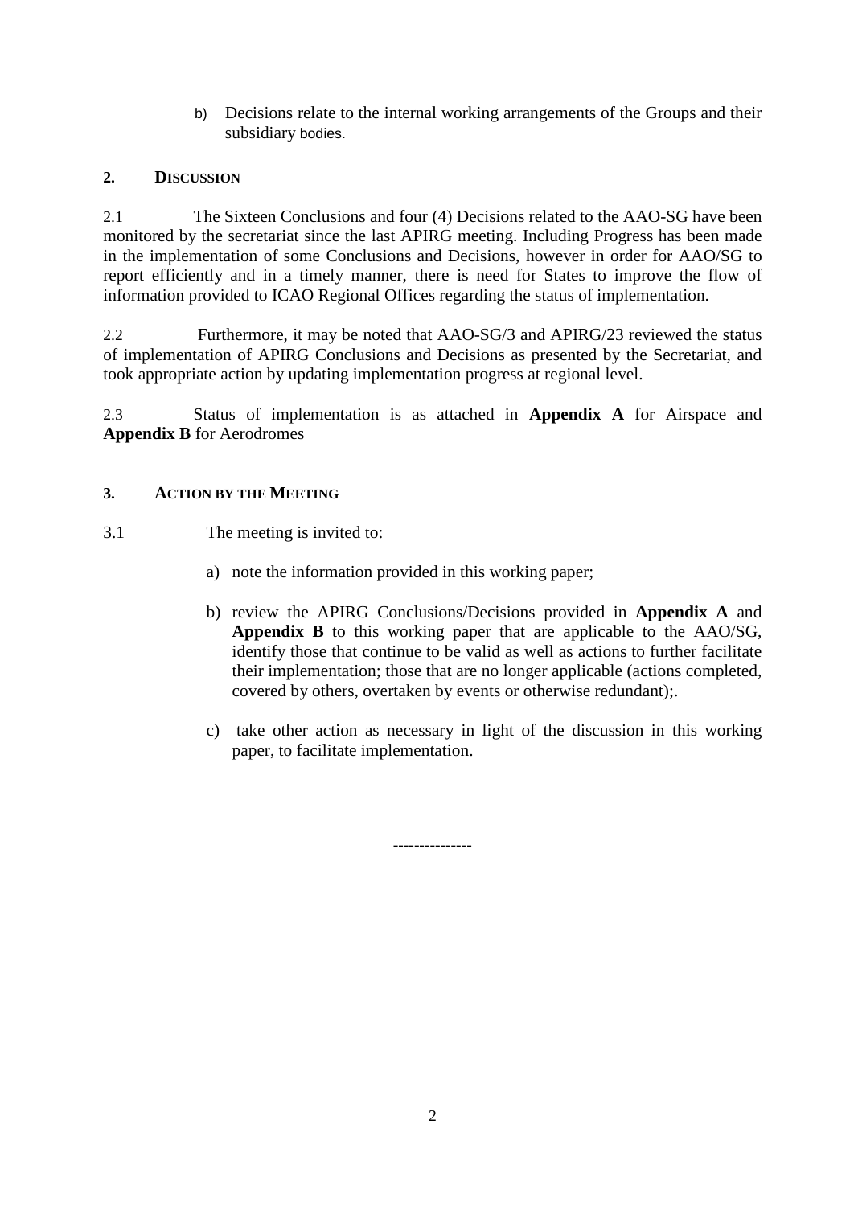b) Decisions relate to the internal working arrangements of the Groups and their subsidiary bodies.

## 2. DISCUSSION

2.1 The Sixteen Conclusions and four (4) Decisions related to the AAO-SG have been monitored by the secretariat since the last APIRG meeting. Including Progress has been made in the implementation of some Conclusions and Decisions, however in order for AAO/SG to report efficiently and in a timely manner, there is need for States to improve the flow of information provided to ICAO Regional Offices regarding the status of implementation.

2.2 Furthermore, it may be noted that AAO-SG/3 and APIRG/23 reviewed the status of implementation of APIRG Conclusions and Decisions as presented by the Secretariat, and took appropriate action by updating implementation progress at regional level.

2.3 Status of implementation is as attached in **Appendix A** for Airspace and **Appendix B** for Aerodromes

## 3. ACTION BY THE MEETING

3.1 The meeting is invited to:

a) note the information provided in this working paper;

b) review the APIRG Conclusions/Decisions provided in **Appendix A** and **Appendix B** to this working paper that are applicable to the AAO/SG, identify those that continue to be valid as well as actions to further facilitate their implementation; those that are no longer applicable (actions completed, covered by others, overtaken by events or otherwise redundant);.

c) take other action as necessary in light of the discussion in this working paper, to facilitate implementation.

---------------